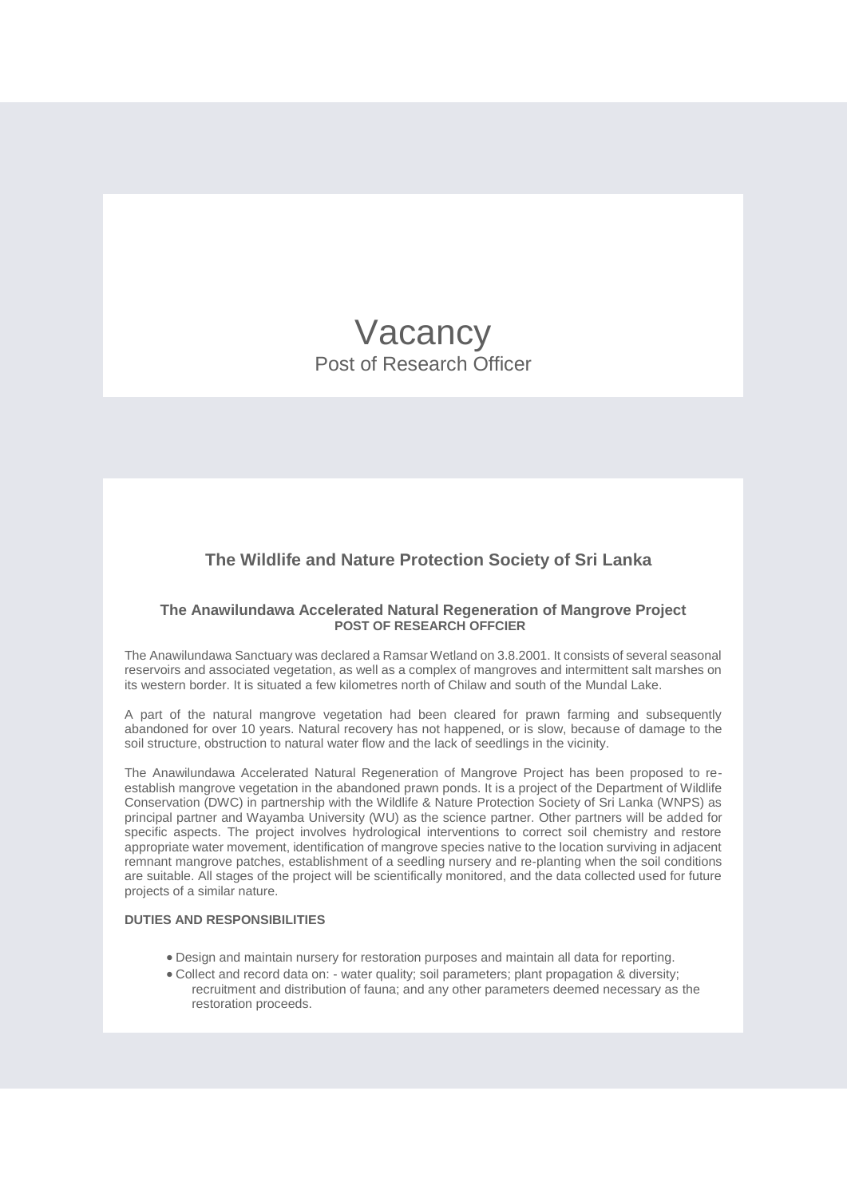# Vacancy

Post of Research Officer

## The Wildlife and Nature Protection Society of Sri Lanka

### The Anawilundawa Accelerated Natural Regeneration of Mangrove Project

**POST OF RESEARCH OFFCIER**

The Anawilundawa Sanctuary was declared a Ramsar Wetland on 3.8.2001. It consists of several seasonal reservoirs and associated vegetation, as well as a complex of mangroves and intermittent salt marshes on its western border. It is situated a few kilometres north of Chilaw and south of the Mundal Lake.

A part of the natural mangrove vegetation had been cleared for prawn farming and subsequently abandoned for over 10 years. Natural recovery has not happened, or is slow, because of damage to the soil structure, obstruction to natural water flow and the lack of seedlings in the vicinity.

The Anawilundawa Accelerated Natural Regeneration of Mangrove Project has been proposed to re-establish mangrove vegetation in the abandoned prawn ponds. It is a project of the Department of Wildlife Conservation (DWC) in partnership with the Wildlife & Nature Protection Society of Sri Lanka (WNPS) as principal partner and Wayamba University (WU) as the science partner. Other partners will be added for specific aspects. The project involves hydrological interventions to correct soil chemistry and restore appropriate water movement, identification of mangrove species native to the location surviving in adjacent remnant mangrove patches, establishment of a seedling nursery and re-planting when the soil conditions are suitable. All stages of the project will be scientifically monitored, and the data collected used for future projects of a similar nature.

**DUTIES AND RESPONSIBILITIES**

- Design and maintain nursery for restoration purposes and maintain all data for reporting.
- Collect and record data on: - water quality; soil parameters; plant propagation & diversity; recruitment and distribution of fauna; and any other parameters deemed necessary as the restoration proceeds.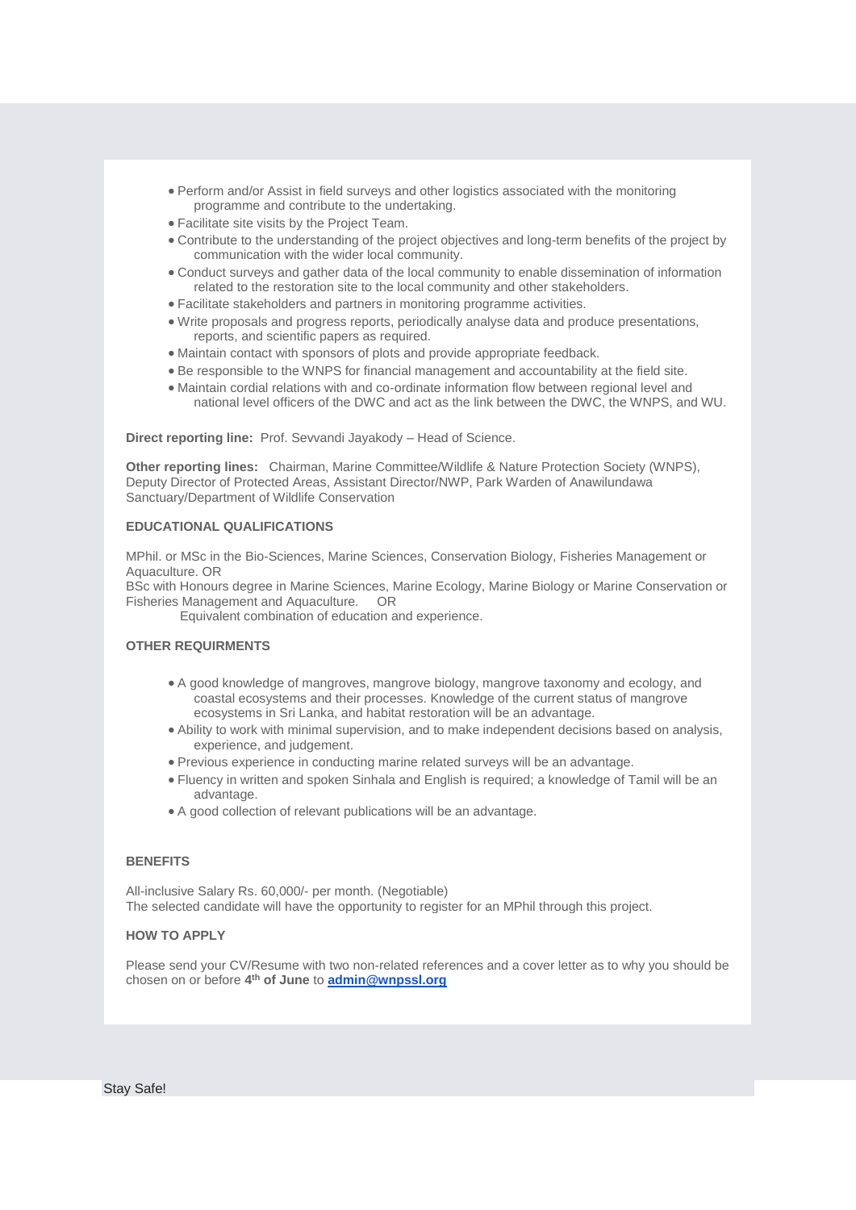- Perform and/or Assist in field surveys and other logistics associated with the monitoring programme and contribute to the undertaking.
- Facilitate site visits by the Project Team.
- Contribute to the understanding of the project objectives and long-term benefits of the project by communication with the wider local community.
- Conduct surveys and gather data of the local community to enable dissemination of information related to the restoration site to the local community and other stakeholders.
- Facilitate stakeholders and partners in monitoring programme activities.
- Write proposals and progress reports, periodically analyse data and produce presentations, reports, and scientific papers as required.
- Maintain contact with sponsors of plots and provide appropriate feedback.
- Be responsible to the WNPS for financial management and accountability at the field site.
- Maintain cordial relations with and co-ordinate information flow between regional level and national level officers of the DWC and act as the link between the DWC, the WNPS, and WU.

**Direct reporting line:** Prof. Sevvandi Jayakody – Head of Science.

**Other reporting lines:** Chairman, Marine Committee/Wildlife & Nature Protection Society (WNPS), Deputy Director of Protected Areas, Assistant Director/NWP, Park Warden of Anawilundawa Sanctuary/Department of Wildlife Conservation

**EDUCATIONAL QUALIFICATIONS**

MPhil. or MSc in the Bio-Sciences, Marine Sciences, Conservation Biology, Fisheries Management or Aquaculture. OR
BSc with Honours degree in Marine Sciences, Marine Ecology, Marine Biology or Marine Conservation or Fisheries Management and Aquaculture. OR
Equivalent combination of education and experience.

**OTHER REQUIRMENTS**

- A good knowledge of mangroves, mangrove biology, mangrove taxonomy and ecology, and coastal ecosystems and their processes. Knowledge of the current status of mangrove ecosystems in Sri Lanka, and habitat restoration will be an advantage.
- Ability to work with minimal supervision, and to make independent decisions based on analysis, experience, and judgement.
- Previous experience in conducting marine related surveys will be an advantage.
- Fluency in written and spoken Sinhala and English is required; a knowledge of Tamil will be an advantage.
- A good collection of relevant publications will be an advantage.

**BENEFITS**

All-inclusive Salary Rs. 60,000/- per month. (Negotiable)
The selected candidate will have the opportunity to register for an MPhil through this project.

**HOW TO APPLY**

Please send your CV/Resume with two non-related references and a cover letter as to why you should be chosen on or before **4th of June** to **admin@wnpssl.org**

Stay Safe!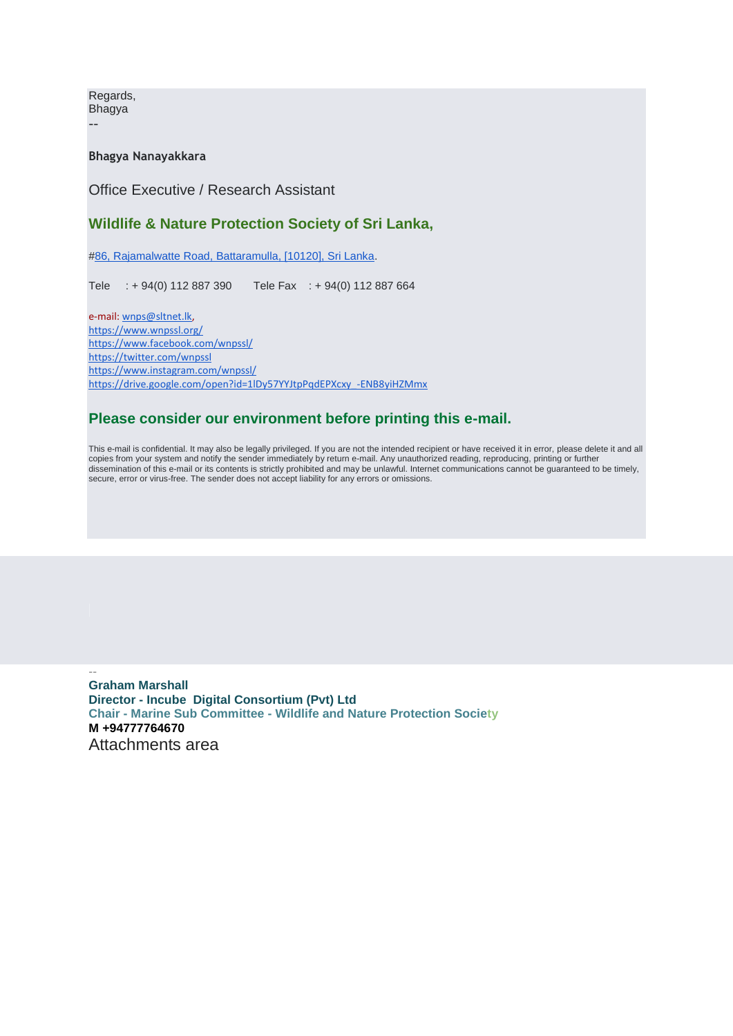Regards,
Bhagya
--

**Bhagya Nanayakkara**

Office Executive / Research Assistant

**Wildlife & Nature Protection Society of Sri Lanka,**

#86, Rajamalwatte Road, Battaramulla, [10120], Sri Lanka.

Tele : + 94(0) 112 887 390 Tele Fax : + 94(0) 112 887 664

e-mail: wnps@sltnet.lk,
https://www.wnpssl.org/
https://www.facebook.com/wnpssl/
https://twitter.com/wnpssl
https://www.instagram.com/wnpssl/
https://drive.google.com/open?id=1lDy57YYJtpPqdEPXcxy_-ENB8yiHZMmx

**Please consider our environment before printing this e-mail.**

This e-mail is confidential. It may also be legally privileged. If you are not the intended recipient or have received it in error, please delete it and all copies from your system and notify the sender immediately by return e-mail. Any unauthorized reading, reproducing, printing or further dissemination of this e-mail or its contents is strictly prohibited and may be unlawful. Internet communications cannot be guaranteed to be timely, secure, error or virus-free. The sender does not accept liability for any errors or omissions.

--
**Graham Marshall**
**Director - Incube Digital Consortium (Pvt) Ltd**
**Chair - Marine Sub Committee - Wildlife and Nature Protection Society**
**M +94777764670**
Attachments area